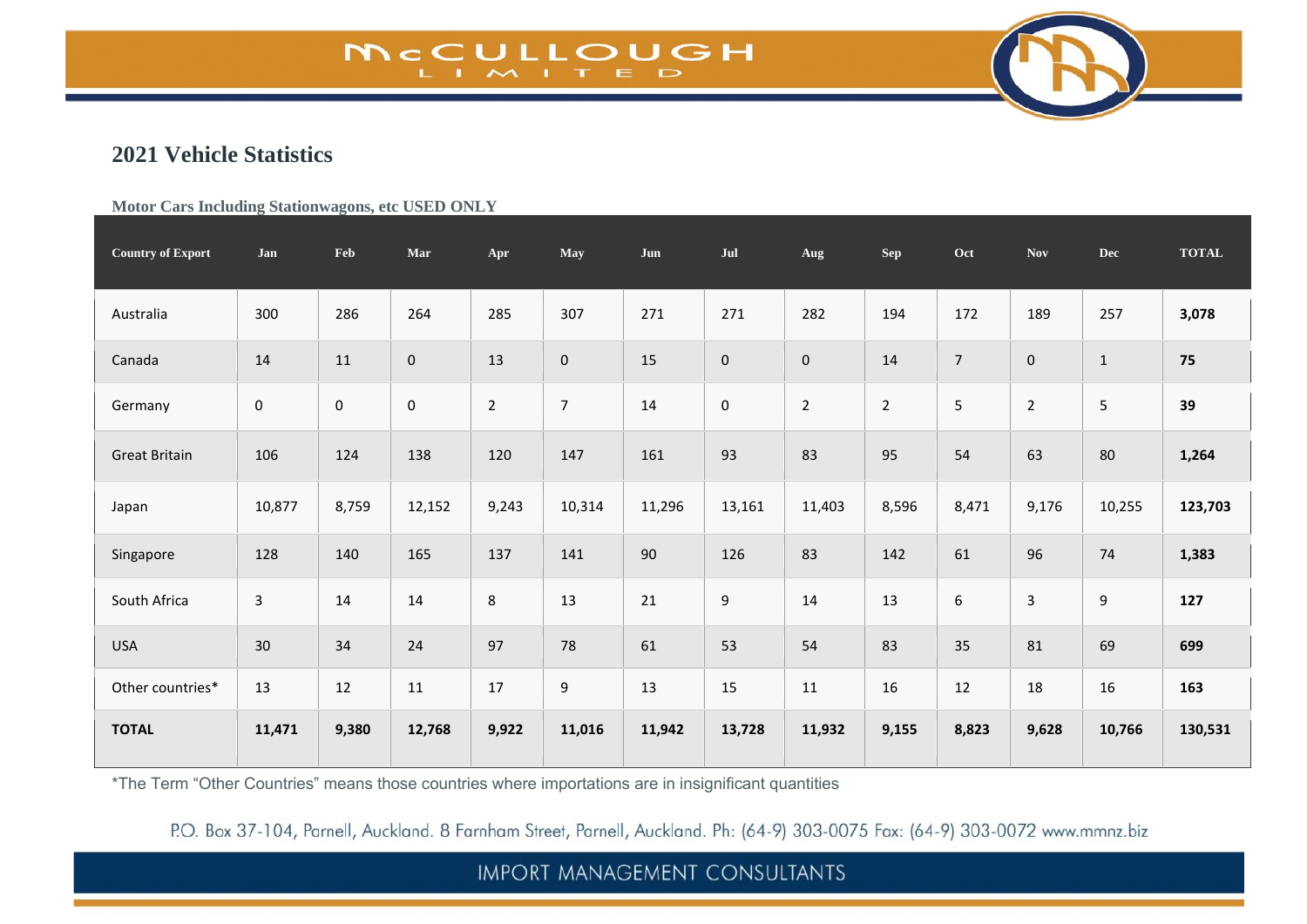# McCULLOUGH LIMITED

## 2021 Vehicle Statistics

### Motor Cars Including Stationwagons, etc USED ONLY

| Country of Export | Jan | Feb | Mar | Apr | May | Jun | Jul | Aug | Sep | Oct | Nov | Dec | TOTAL |
|---|---|---|---|---|---|---|---|---|---|---|---|---|---|
| Australia | 300 | 286 | 264 | 285 | 307 | 271 | 271 | 282 | 194 | 172 | 189 | 257 | **3,078** |
| Canada | 14 | 11 | 0 | 13 | 0 | 15 | 0 | 0 | 14 | 7 | 0 | 1 | **75** |
| Germany | 0 | 0 | 0 | 2 | 7 | 14 | 0 | 2 | 2 | 5 | 2 | 5 | **39** |
| Great Britain | 106 | 124 | 138 | 120 | 147 | 161 | 93 | 83 | 95 | 54 | 63 | 80 | **1,264** |
| Japan | 10,877 | 8,759 | 12,152 | 9,243 | 10,314 | 11,296 | 13,161 | 11,403 | 8,596 | 8,471 | 9,176 | 10,255 | **123,703** |
| Singapore | 128 | 140 | 165 | 137 | 141 | 90 | 126 | 83 | 142 | 61 | 96 | 74 | **1,383** |
| South Africa | 3 | 14 | 14 | 8 | 13 | 21 | 9 | 14 | 13 | 6 | 3 | 9 | **127** |
| USA | 30 | 34 | 24 | 97 | 78 | 61 | 53 | 54 | 83 | 35 | 81 | 69 | **699** |
| Other countries* | 13 | 12 | 11 | 17 | 9 | 13 | 15 | 11 | 16 | 12 | 18 | 16 | **163** |
| **TOTAL** | **11,471** | **9,380** | **12,768** | **9,922** | **11,016** | **11,942** | **13,728** | **11,932** | **9,155** | **8,823** | **9,628** | **10,766** | **130,531** |

*The Term "Other Countries" means those countries where importations are in insignificant quantities

P.O. Box 37-104, Parnell, Auckland. 8 Farnham Street, Parnell, Auckland. Ph: (64-9) 303-0075 Fax: (64-9) 303-0072 www.mmnz.biz

IMPORT MANAGEMENT CONSULTANTS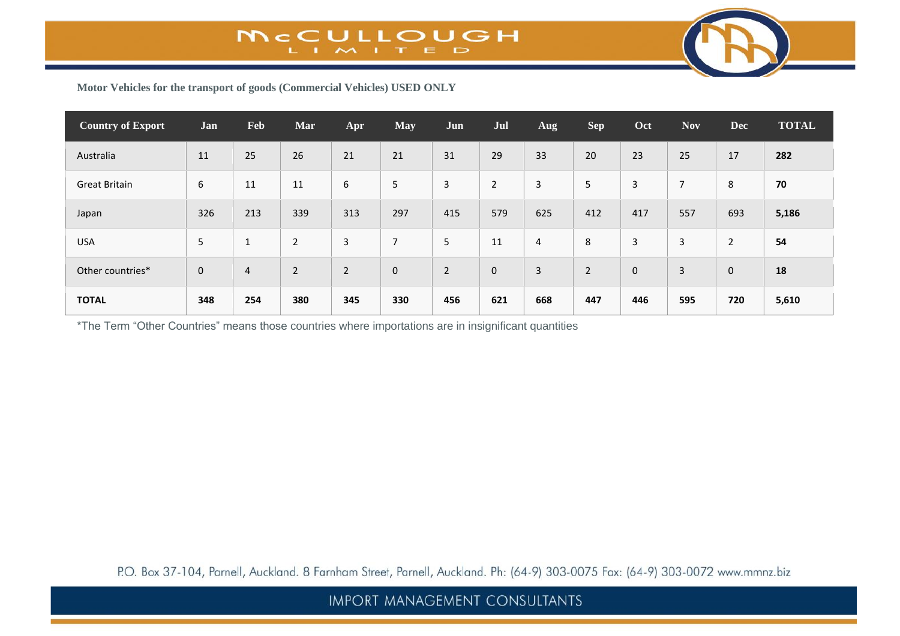**Motor Vehicles for the transport of goods (Commercial Vehicles) USED ONLY**

| Country of Export | Jan | Feb | Mar | Apr | May | Jun | Jul | Aug | Sep | Oct | Nov | Dec | TOTAL |
|---|---|---|---|---|---|---|---|---|---|---|---|---|---|
| Australia | 11 | 25 | 26 | 21 | 21 | 31 | 29 | 33 | 20 | 23 | 25 | 17 | **282** |
| Great Britain | 6 | 11 | 11 | 6 | 5 | 3 | 2 | 3 | 5 | 3 | 7 | 8 | **70** |
| Japan | 326 | 213 | 339 | 313 | 297 | 415 | 579 | 625 | 412 | 417 | 557 | 693 | **5,186** |
| USA | 5 | 1 | 2 | 3 | 7 | 5 | 11 | 4 | 8 | 3 | 3 | 2 | **54** |
| Other countries* | 0 | 4 | 2 | 2 | 0 | 2 | 0 | 3 | 2 | 0 | 3 | 0 | **18** |
| **TOTAL** | **348** | **254** | **380** | **345** | **330** | **456** | **621** | **668** | **447** | **446** | **595** | **720** | **5,610** |

*The Term "Other Countries" means those countries where importations are in insignificant quantities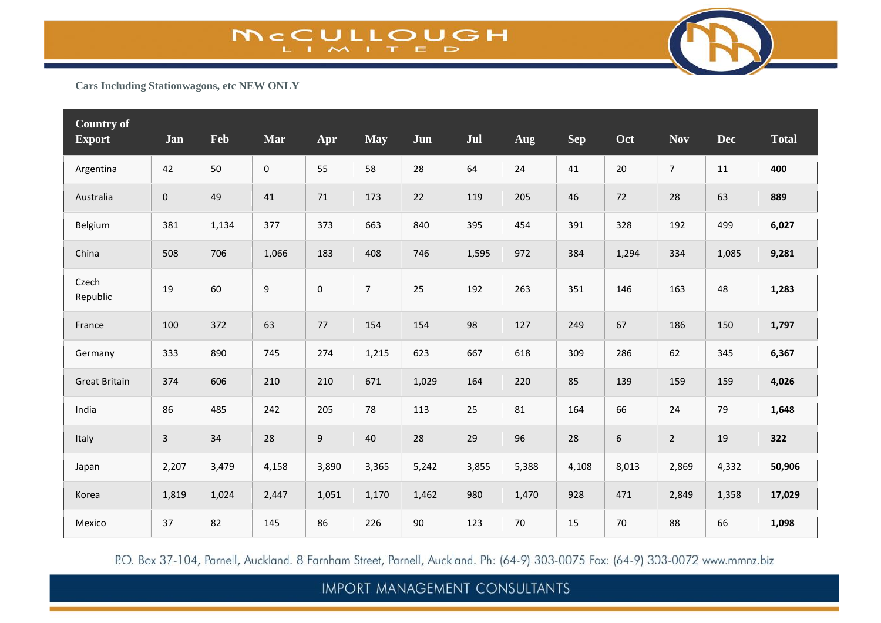Cars Including Stationwagons, etc NEW ONLY

| Country of Export | Jan | Feb | Mar | Apr | May | Jun | Jul | Aug | Sep | Oct | Nov | Dec | Total |
|---|---|---|---|---|---|---|---|---|---|---|---|---|---|
| Argentina | 42 | 50 | 0 | 55 | 58 | 28 | 64 | 24 | 41 | 20 | 7 | 11 | **400** |
| Australia | 0 | 49 | 41 | 71 | 173 | 22 | 119 | 205 | 46 | 72 | 28 | 63 | **889** |
| Belgium | 381 | 1,134 | 377 | 373 | 663 | 840 | 395 | 454 | 391 | 328 | 192 | 499 | **6,027** |
| China | 508 | 706 | 1,066 | 183 | 408 | 746 | 1,595 | 972 | 384 | 1,294 | 334 | 1,085 | **9,281** |
| Czech Republic | 19 | 60 | 9 | 0 | 7 | 25 | 192 | 263 | 351 | 146 | 163 | 48 | **1,283** |
| France | 100 | 372 | 63 | 77 | 154 | 154 | 98 | 127 | 249 | 67 | 186 | 150 | **1,797** |
| Germany | 333 | 890 | 745 | 274 | 1,215 | 623 | 667 | 618 | 309 | 286 | 62 | 345 | **6,367** |
| Great Britain | 374 | 606 | 210 | 210 | 671 | 1,029 | 164 | 220 | 85 | 139 | 159 | 159 | **4,026** |
| India | 86 | 485 | 242 | 205 | 78 | 113 | 25 | 81 | 164 | 66 | 24 | 79 | **1,648** |
| Italy | 3 | 34 | 28 | 9 | 40 | 28 | 29 | 96 | 28 | 6 | 2 | 19 | **322** |
| Japan | 2,207 | 3,479 | 4,158 | 3,890 | 3,365 | 5,242 | 3,855 | 5,388 | 4,108 | 8,013 | 2,869 | 4,332 | **50,906** |
| Korea | 1,819 | 1,024 | 2,447 | 1,051 | 1,170 | 1,462 | 980 | 1,470 | 928 | 471 | 2,849 | 1,358 | **17,029** |
| Mexico | 37 | 82 | 145 | 86 | 226 | 90 | 123 | 70 | 15 | 70 | 88 | 66 | **1,098** |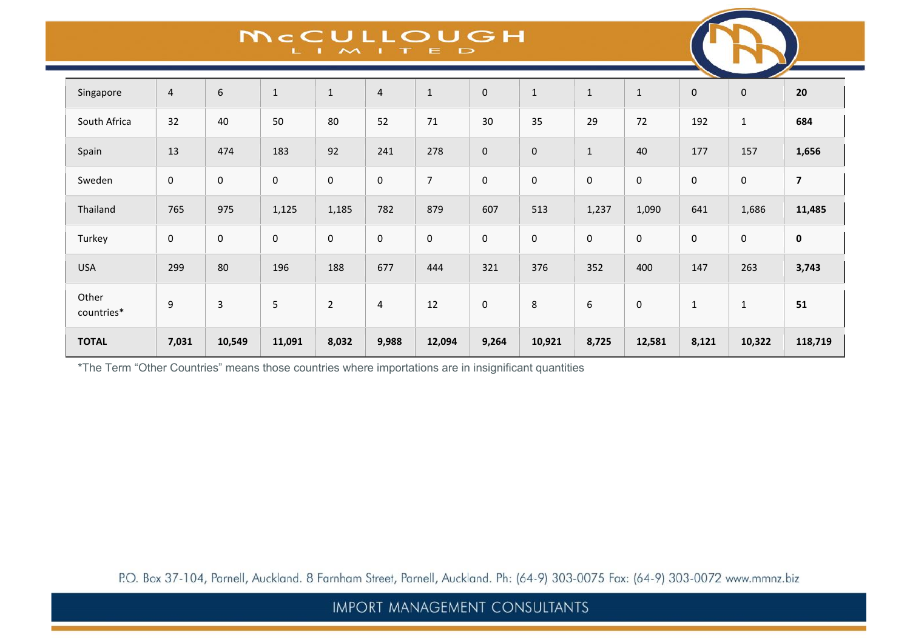| | | | | | | | | | | | | | |
|---|---|---|---|---|---|---|---|---|---|---|---|---|---|
| Singapore | 4 | 6 | 1 | 1 | 4 | 1 | 0 | 1 | 1 | 1 | 0 | 0 | **20** |
| South Africa | 32 | 40 | 50 | 80 | 52 | 71 | 30 | 35 | 29 | 72 | 192 | 1 | **684** |
| Spain | 13 | 474 | 183 | 92 | 241 | 278 | 0 | 0 | 1 | 40 | 177 | 157 | **1,656** |
| Sweden | 0 | 0 | 0 | 0 | 0 | 7 | 0 | 0 | 0 | 0 | 0 | 0 | **7** |
| Thailand | 765 | 975 | 1,125 | 1,185 | 782 | 879 | 607 | 513 | 1,237 | 1,090 | 641 | 1,686 | **11,485** |
| Turkey | 0 | 0 | 0 | 0 | 0 | 0 | 0 | 0 | 0 | 0 | 0 | 0 | **0** |
| USA | 299 | 80 | 196 | 188 | 677 | 444 | 321 | 376 | 352 | 400 | 147 | 263 | **3,743** |
| Other countries* | 9 | 3 | 5 | 2 | 4 | 12 | 0 | 8 | 6 | 0 | 1 | 1 | **51** |
| **TOTAL** | **7,031** | **10,549** | **11,091** | **8,032** | **9,988** | **12,094** | **9,264** | **10,921** | **8,725** | **12,581** | **8,121** | **10,322** | **118,719** |

*The Term "Other Countries" means those countries where importations are in insignificant quantities